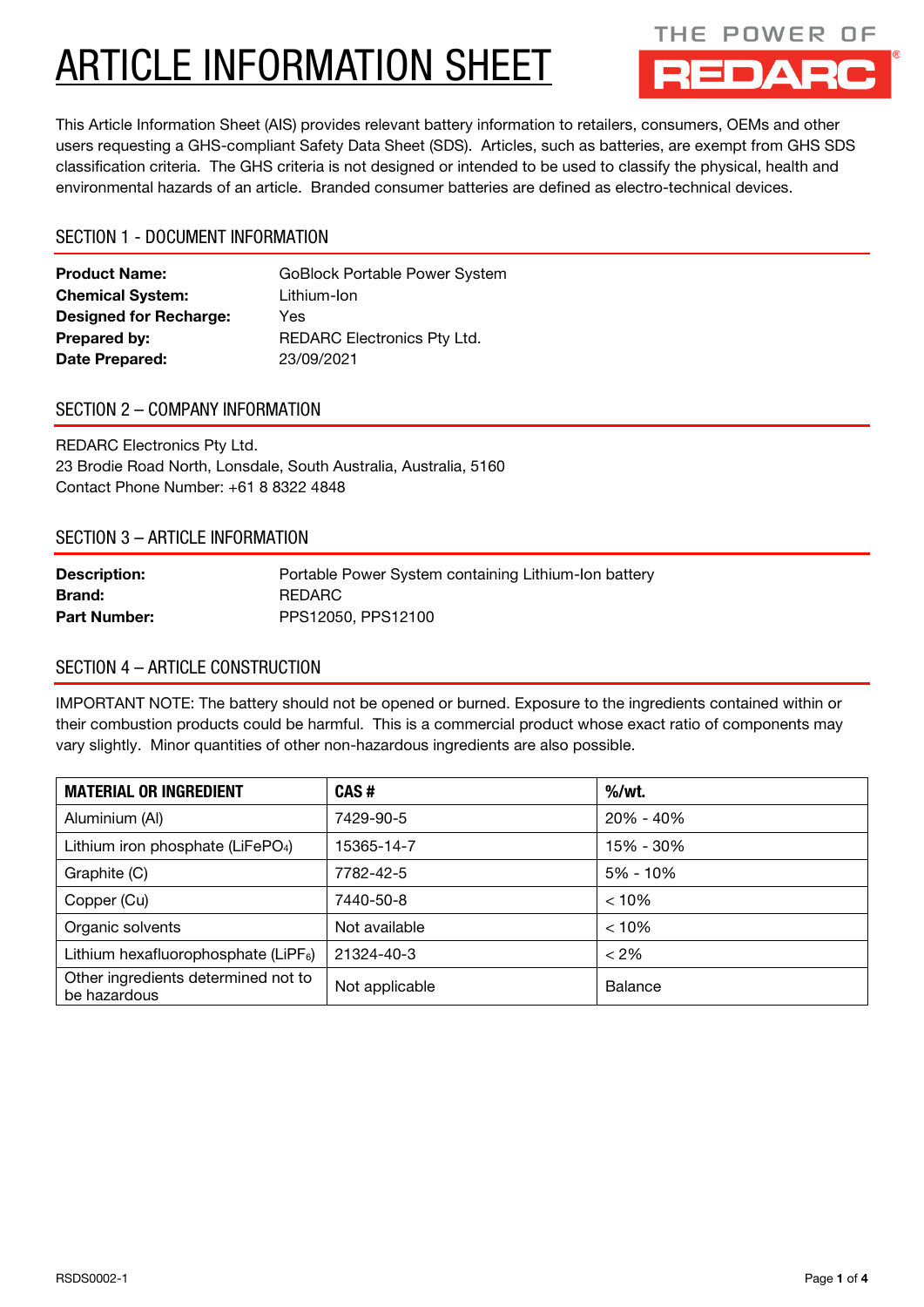# ARTICLE INFORMATION SHEET

THE POWER OF REDARC

This Article Information Sheet (AIS) provides relevant battery information to retailers, consumers, OEMs and other users requesting a GHS-compliant Safety Data Sheet (SDS). Articles, such as batteries, are exempt from GHS SDS classification criteria. The GHS criteria is not designed or intended to be used to classify the physical, health and environmental hazards of an article. Branded consumer batteries are defined as electro-technical devices.

## SECTION 1 - DOCUMENT INFORMATION

**Product Name:** GoBlock Portable Power System
**Chemical System:** Lithium-Ion
**Designed for Recharge:** Yes
**Prepared by:** REDARC Electronics Pty Ltd.
**Date Prepared:** 23/09/2021

## SECTION 2 – COMPANY INFORMATION

REDARC Electronics Pty Ltd.
23 Brodie Road North, Lonsdale, South Australia, Australia, 5160
Contact Phone Number: +61 8 8322 4848

## SECTION 3 – ARTICLE INFORMATION

**Description:** Portable Power System containing Lithium-Ion battery
**Brand:** REDARC
**Part Number:** PPS12050, PPS12100

## SECTION 4 – ARTICLE CONSTRUCTION

IMPORTANT NOTE: The battery should not be opened or burned. Exposure to the ingredients contained within or their combustion products could be harmful. This is a commercial product whose exact ratio of components may vary slightly. Minor quantities of other non-hazardous ingredients are also possible.

| MATERIAL OR INGREDIENT | CAS # | %/wt. |
|---|---|---|
| Aluminium (Al) | 7429-90-5 | 20% - 40% |
| Lithium iron phosphate ($LiFePO_4$) | 15365-14-7 | 15% - 30% |
| Graphite (C) | 7782-42-5 | 5% - 10% |
| Copper (Cu) | 7440-50-8 | < 10% |
| Organic solvents | Not available | < 10% |
| Lithium hexafluorophosphate ($LiPF_6$) | 21324-40-3 | < 2% |
| Other ingredients determined not to be hazardous | Not applicable | Balance |

RSDS0002-1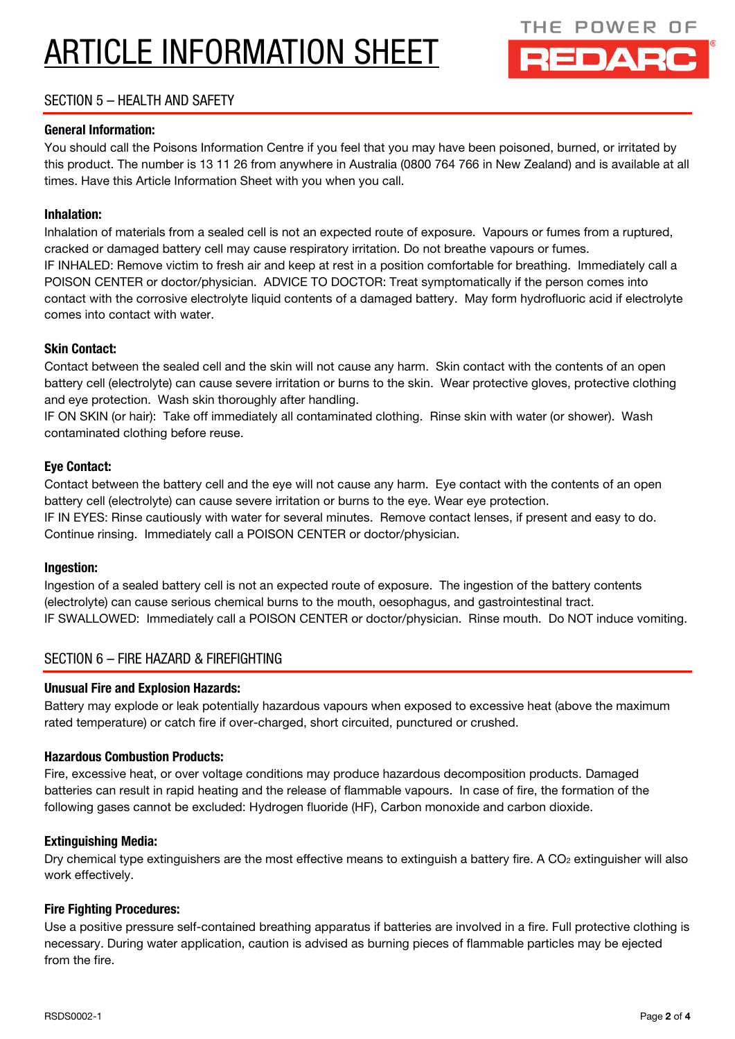// Page 2 of 4 Redarc article information sheet (health and safety, fire hazard) transcribed below

# ARTICLE INFORMATION SHEET

## SECTION 5 – HEALTH AND SAFETY

### General Information:

You should call the Poisons Information Centre if you feel that you may have been poisoned, burned, or irritated by this product. The number is 13 11 26 from anywhere in Australia (0800 764 766 in New Zealand) and is available at all times. Have this Article Information Sheet with you when you call.

### Inhalation:

Inhalation of materials from a sealed cell is not an expected route of exposure. Vapours or fumes from a ruptured, cracked or damaged battery cell may cause respiratory irritation. Do not breathe vapours or fumes.
IF INHALED: Remove victim to fresh air and keep at rest in a position comfortable for breathing. Immediately call a POISON CENTER or doctor/physician. ADVICE TO DOCTOR: Treat symptomatically if the person comes into contact with the corrosive electrolyte liquid contents of a damaged battery. May form hydrofluoric acid if electrolyte comes into contact with water.

### Skin Contact:

Contact between the sealed cell and the skin will not cause any harm. Skin contact with the contents of an open battery cell (electrolyte) can cause severe irritation or burns to the skin. Wear protective gloves, protective clothing and eye protection. Wash skin thoroughly after handling.
IF ON SKIN (or hair): Take off immediately all contaminated clothing. Rinse skin with water (or shower). Wash contaminated clothing before reuse.

### Eye Contact:

Contact between the battery cell and the eye will not cause any harm. Eye contact with the contents of an open battery cell (electrolyte) can cause severe irritation or burns to the eye. Wear eye protection.
IF IN EYES: Rinse cautiously with water for several minutes. Remove contact lenses, if present and easy to do. Continue rinsing. Immediately call a POISON CENTER or doctor/physician.

### Ingestion:

Ingestion of a sealed battery cell is not an expected route of exposure. The ingestion of the battery contents (electrolyte) can cause serious chemical burns to the mouth, oesophagus, and gastrointestinal tract.
IF SWALLOWED: Immediately call a POISON CENTER or doctor/physician. Rinse mouth. Do NOT induce vomiting.

## SECTION 6 – FIRE HAZARD & FIREFIGHTING

### Unusual Fire and Explosion Hazards:

Battery may explode or leak potentially hazardous vapours when exposed to excessive heat (above the maximum rated temperature) or catch fire if over-charged, short circuited, punctured or crushed.

### Hazardous Combustion Products:

Fire, excessive heat, or over voltage conditions may produce hazardous decomposition products. Damaged batteries can result in rapid heating and the release of flammable vapours. In case of fire, the formation of the following gases cannot be excluded: Hydrogen fluoride (HF), Carbon monoxide and carbon dioxide.

### Extinguishing Media:

Dry chemical type extinguishers are the most effective means to extinguish a battery fire. A $CO_2$ extinguisher will also work effectively.

### Fire Fighting Procedures:

Use a positive pressure self-contained breathing apparatus if batteries are involved in a fire. Full protective clothing is necessary. During water application, caution is advised as burning pieces of flammable particles may be ejected from the fire.

RSDS0002-1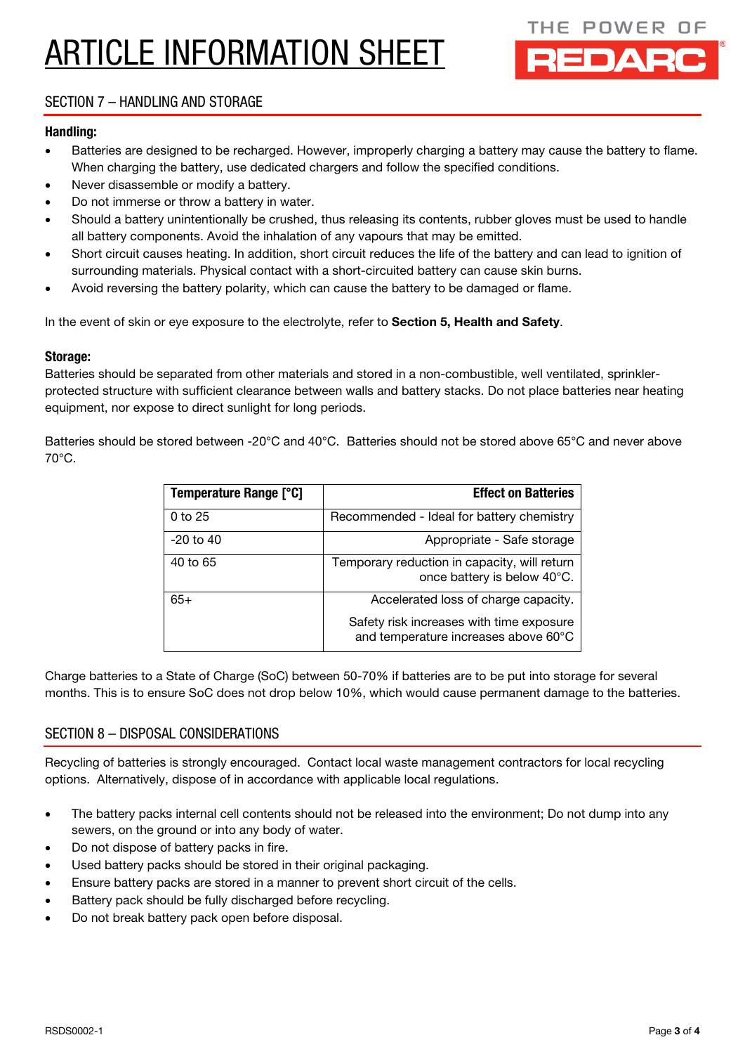# ARTICLE INFORMATION SHEET

## SECTION 7 – HANDLING AND STORAGE

### Handling:

- Batteries are designed to be recharged. However, improperly charging a battery may cause the battery to flame. When charging the battery, use dedicated chargers and follow the specified conditions.
- Never disassemble or modify a battery.
- Do not immerse or throw a battery in water.
- Should a battery unintentionally be crushed, thus releasing its contents, rubber gloves must be used to handle all battery components. Avoid the inhalation of any vapours that may be emitted.
- Short circuit causes heating. In addition, short circuit reduces the life of the battery and can lead to ignition of surrounding materials. Physical contact with a short-circuited battery can cause skin burns.
- Avoid reversing the battery polarity, which can cause the battery to be damaged or flame.

In the event of skin or eye exposure to the electrolyte, refer to **Section 5, Health and Safety**.

### Storage:

Batteries should be separated from other materials and stored in a non-combustible, well ventilated, sprinkler-protected structure with sufficient clearance between walls and battery stacks. Do not place batteries near heating equipment, nor expose to direct sunlight for long periods.

Batteries should be stored between -20°C and 40°C. Batteries should not be stored above 65°C and never above 70°C.

| Temperature Range [°C] | Effect on Batteries |
|---|---|
| 0 to 25 | Recommended - Ideal for battery chemistry |
| -20 to 40 | Appropriate - Safe storage |
| 40 to 65 | Temporary reduction in capacity, will return once battery is below 40°C. |
| 65+ | Accelerated loss of charge capacity.<br>Safety risk increases with time exposure and temperature increases above 60°C |

Charge batteries to a State of Charge (SoC) between 50-70% if batteries are to be put into storage for several months. This is to ensure SoC does not drop below 10%, which would cause permanent damage to the batteries.

## SECTION 8 – DISPOSAL CONSIDERATIONS

Recycling of batteries is strongly encouraged. Contact local waste management contractors for local recycling options. Alternatively, dispose of in accordance with applicable local regulations.

- The battery packs internal cell contents should not be released into the environment; Do not dump into any sewers, on the ground or into any body of water.
- Do not dispose of battery packs in fire.
- Used battery packs should be stored in their original packaging.
- Ensure battery packs are stored in a manner to prevent short circuit of the cells.
- Battery pack should be fully discharged before recycling.
- Do not break battery pack open before disposal.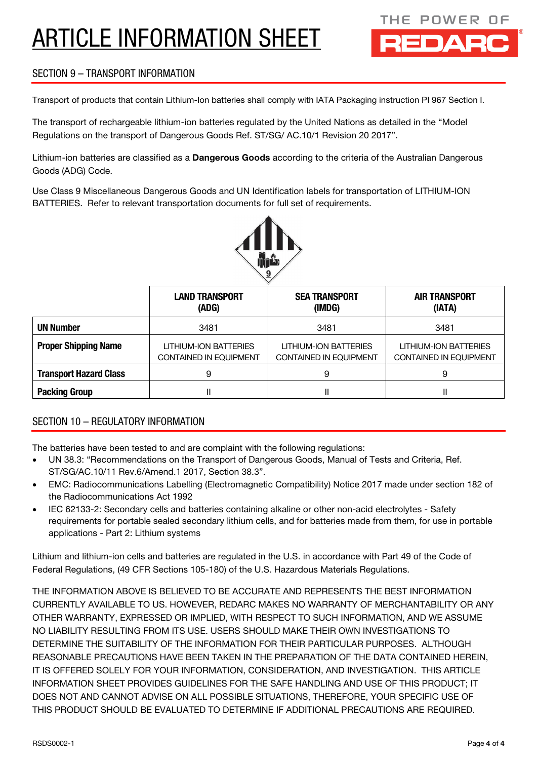# ARTICLE INFORMATION SHEET

## SECTION 9 – TRANSPORT INFORMATION

Transport of products that contain Lithium-Ion batteries shall comply with IATA Packaging instruction PI 967 Section I.

The transport of rechargeable lithium-ion batteries regulated by the United Nations as detailed in the "Model Regulations on the transport of Dangerous Goods Ref. ST/SG/ AC.10/1 Revision 20 2017".

Lithium-ion batteries are classified as a **Dangerous Goods** according to the criteria of the Australian Dangerous Goods (ADG) Code.

Use Class 9 Miscellaneous Dangerous Goods and UN Identification labels for transportation of LITHIUM-ION BATTERIES. Refer to relevant transportation documents for full set of requirements.

| | LAND TRANSPORT (ADG) | SEA TRANSPORT (IMDG) | AIR TRANSPORT (IATA) |
|---|---|---|---|
| **UN Number** | 3481 | 3481 | 3481 |
| **Proper Shipping Name** | LITHIUM-ION BATTERIES CONTAINED IN EQUIPMENT | LITHIUM-ION BATTERIES CONTAINED IN EQUIPMENT | LITHIUM-ION BATTERIES CONTAINED IN EQUIPMENT |
| **Transport Hazard Class** | 9 | 9 | 9 |
| **Packing Group** | II | II | II |

## SECTION 10 – REGULATORY INFORMATION

The batteries have been tested to and are complaint with the following regulations:

- UN 38.3: "Recommendations on the Transport of Dangerous Goods, Manual of Tests and Criteria, Ref. ST/SG/AC.10/11 Rev.6/Amend.1 2017, Section 38.3".
- EMC: Radiocommunications Labelling (Electromagnetic Compatibility) Notice 2017 made under section 182 of the Radiocommunications Act 1992
- IEC 62133-2: Secondary cells and batteries containing alkaline or other non-acid electrolytes - Safety requirements for portable sealed secondary lithium cells, and for batteries made from them, for use in portable applications - Part 2: Lithium systems

Lithium and lithium-ion cells and batteries are regulated in the U.S. in accordance with Part 49 of the Code of Federal Regulations, (49 CFR Sections 105-180) of the U.S. Hazardous Materials Regulations.

THE INFORMATION ABOVE IS BELIEVED TO BE ACCURATE AND REPRESENTS THE BEST INFORMATION CURRENTLY AVAILABLE TO US. HOWEVER, REDARC MAKES NO WARRANTY OF MERCHANTABILITY OR ANY OTHER WARRANTY, EXPRESSED OR IMPLIED, WITH RESPECT TO SUCH INFORMATION, AND WE ASSUME NO LIABILITY RESULTING FROM ITS USE. USERS SHOULD MAKE THEIR OWN INVESTIGATIONS TO DETERMINE THE SUITABILITY OF THE INFORMATION FOR THEIR PARTICULAR PURPOSES. ALTHOUGH REASONABLE PRECAUTIONS HAVE BEEN TAKEN IN THE PREPARATION OF THE DATA CONTAINED HEREIN, IT IS OFFERED SOLELY FOR YOUR INFORMATION, CONSIDERATION, AND INVESTIGATION. THIS ARTICLE INFORMATION SHEET PROVIDES GUIDELINES FOR THE SAFE HANDLING AND USE OF THIS PRODUCT; IT DOES NOT AND CANNOT ADVISE ON ALL POSSIBLE SITUATIONS, THEREFORE, YOUR SPECIFIC USE OF THIS PRODUCT SHOULD BE EVALUATED TO DETERMINE IF ADDITIONAL PRECAUTIONS ARE REQUIRED.

RSDS0002-1